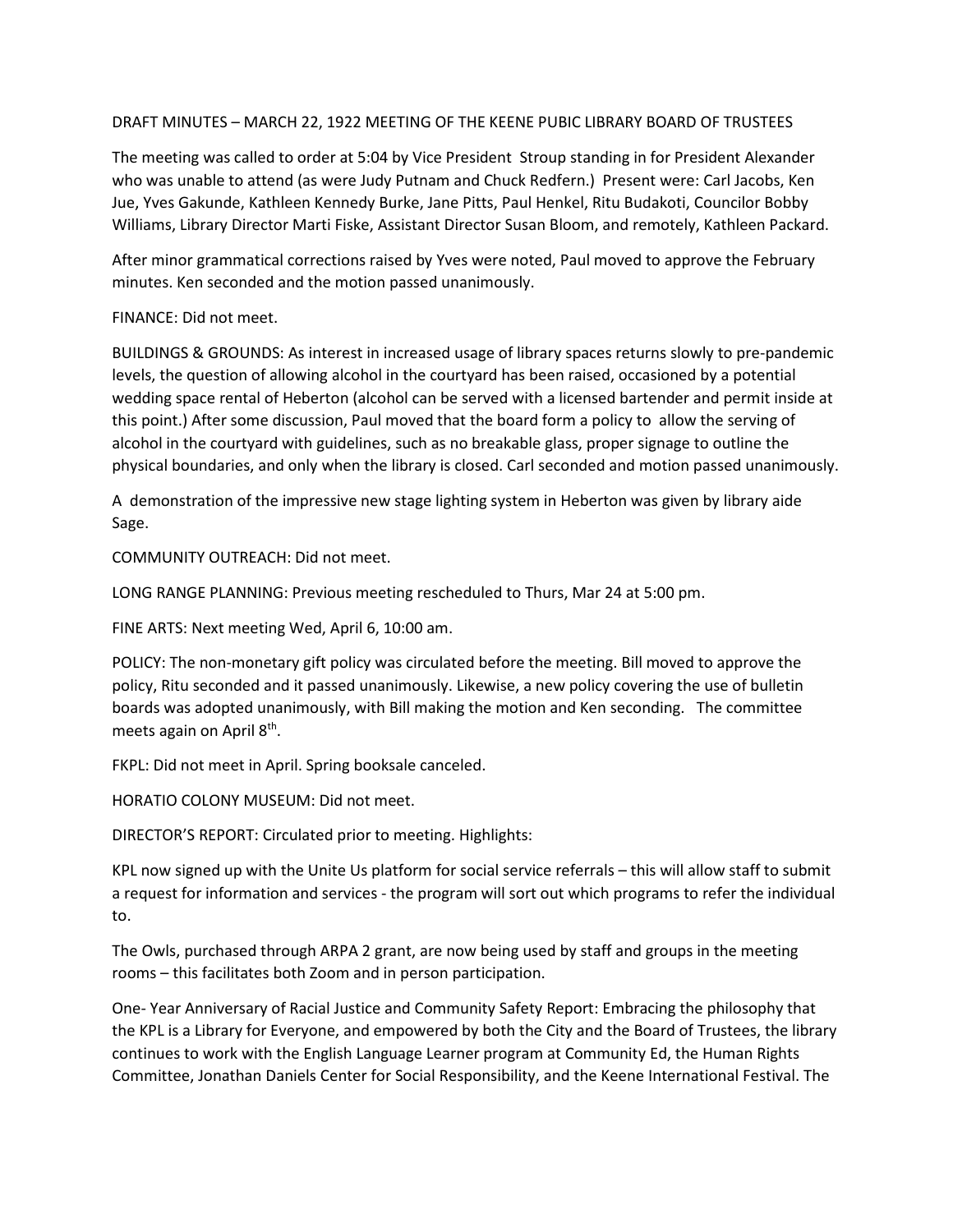DRAFT MINUTES – MARCH 22, 1922 MEETING OF THE KEENE PUBIC LIBRARY BOARD OF TRUSTEES

The meeting was called to order at 5:04 by Vice President Stroup standing in for President Alexander who was unable to attend (as were Judy Putnam and Chuck Redfern.) Present were: Carl Jacobs, Ken Jue, Yves Gakunde, Kathleen Kennedy Burke, Jane Pitts, Paul Henkel, Ritu Budakoti, Councilor Bobby Williams, Library Director Marti Fiske, Assistant Director Susan Bloom, and remotely, Kathleen Packard.

After minor grammatical corrections raised by Yves were noted, Paul moved to approve the February minutes. Ken seconded and the motion passed unanimously.

FINANCE: Did not meet.

BUILDINGS & GROUNDS: As interest in increased usage of library spaces returns slowly to pre-pandemic levels, the question of allowing alcohol in the courtyard has been raised, occasioned by a potential wedding space rental of Heberton (alcohol can be served with a licensed bartender and permit inside at this point.) After some discussion, Paul moved that the board form a policy to allow the serving of alcohol in the courtyard with guidelines, such as no breakable glass, proper signage to outline the physical boundaries, and only when the library is closed. Carl seconded and motion passed unanimously.

A demonstration of the impressive new stage lighting system in Heberton was given by library aide Sage.

COMMUNITY OUTREACH: Did not meet.

LONG RANGE PLANNING: Previous meeting rescheduled to Thurs, Mar 24 at 5:00 pm.

FINE ARTS: Next meeting Wed, April 6, 10:00 am.

POLICY: The non-monetary gift policy was circulated before the meeting. Bill moved to approve the policy, Ritu seconded and it passed unanimously. Likewise, a new policy covering the use of bulletin boards was adopted unanimously, with Bill making the motion and Ken seconding. The committee meets again on April 8th.

FKPL: Did not meet in April. Spring booksale canceled.

HORATIO COLONY MUSEUM: Did not meet.

DIRECTOR'S REPORT: Circulated prior to meeting. Highlights:

KPL now signed up with the Unite Us platform for social service referrals – this will allow staff to submit a request for information and services - the program will sort out which programs to refer the individual to.

The Owls, purchased through ARPA 2 grant, are now being used by staff and groups in the meeting rooms – this facilitates both Zoom and in person participation.

One- Year Anniversary of Racial Justice and Community Safety Report: Embracing the philosophy that the KPL is a Library for Everyone, and empowered by both the City and the Board of Trustees, the library continues to work with the English Language Learner program at Community Ed, the Human Rights Committee, Jonathan Daniels Center for Social Responsibility, and the Keene International Festival. The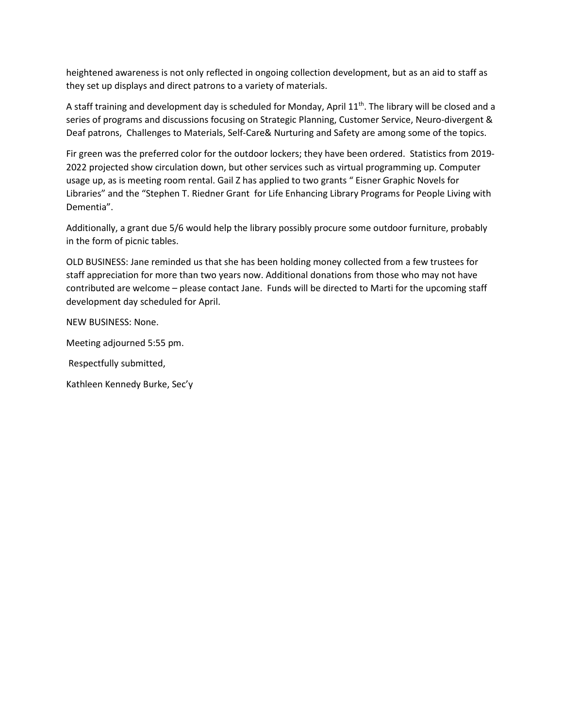heightened awareness is not only reflected in ongoing collection development, but as an aid to staff as they set up displays and direct patrons to a variety of materials.

A staff training and development day is scheduled for Monday, April 11th. The library will be closed and a series of programs and discussions focusing on Strategic Planning, Customer Service, Neuro-divergent & Deaf patrons, Challenges to Materials, Self-Care& Nurturing and Safety are among some of the topics.

Fir green was the preferred color for the outdoor lockers; they have been ordered. Statistics from 2019-2022 projected show circulation down, but other services such as virtual programming up. Computer usage up, as is meeting room rental. Gail Z has applied to two grants " Eisner Graphic Novels for Libraries" and the "Stephen T. Riedner Grant for Life Enhancing Library Programs for People Living with Dementia".

Additionally, a grant due 5/6 would help the library possibly procure some outdoor furniture, probably in the form of picnic tables.

OLD BUSINESS: Jane reminded us that she has been holding money collected from a few trustees for staff appreciation for more than two years now. Additional donations from those who may not have contributed are welcome – please contact Jane. Funds will be directed to Marti for the upcoming staff development day scheduled for April.

NEW BUSINESS: None.

Meeting adjourned 5:55 pm.

Respectfully submitted,

Kathleen Kennedy Burke, Sec'y